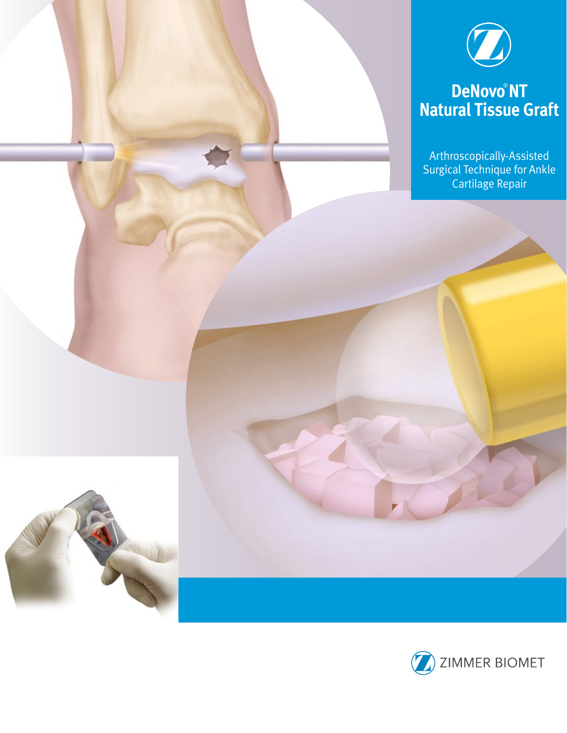# DeNovo® NT Natural Tissue Graft

Arthroscopically-Assisted Surgical Technique for Ankle Cartilage Repair

ZIMMER BIOMET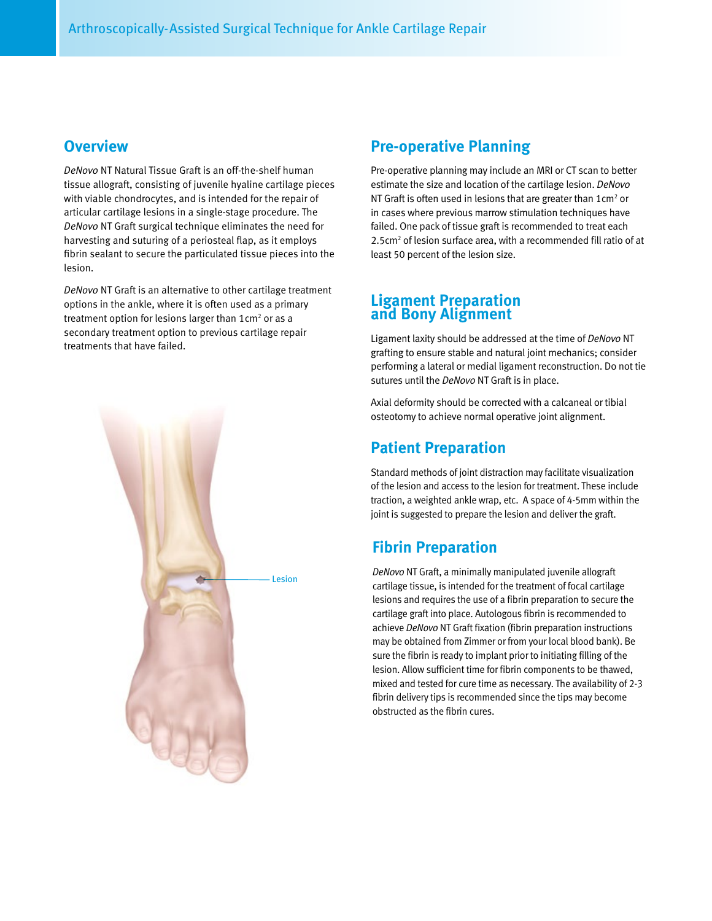## Overview

*DeNovo* NT Natural Tissue Graft is an off-the-shelf human tissue allograft, consisting of juvenile hyaline cartilage pieces with viable chondrocytes, and is intended for the repair of articular cartilage lesions in a single-stage procedure. The *DeNovo* NT Graft surgical technique eliminates the need for harvesting and suturing of a periosteal flap, as it employs fibrin sealant to secure the particulated tissue pieces into the lesion.

*DeNovo* NT Graft is an alternative to other cartilage treatment options in the ankle, where it is often used as a primary treatment option for lesions larger than $1cm^2$ or as a secondary treatment option to previous cartilage repair treatments that have failed.

Lesion

## Pre-operative Planning

Pre-operative planning may include an MRI or CT scan to better estimate the size and location of the cartilage lesion. *DeNovo* NT Graft is often used in lesions that are greater than $1cm^2$ or in cases where previous marrow stimulation techniques have failed. One pack of tissue graft is recommended to treat each $2.5cm^2$ of lesion surface area, with a recommended fill ratio of at least 50 percent of the lesion size.

## Ligament Preparation and Bony Alignment

Ligament laxity should be addressed at the time of *DeNovo* NT grafting to ensure stable and natural joint mechanics; consider performing a lateral or medial ligament reconstruction. Do not tie sutures until the *DeNovo* NT Graft is in place.

Axial deformity should be corrected with a calcaneal or tibial osteotomy to achieve normal operative joint alignment.

## Patient Preparation

Standard methods of joint distraction may facilitate visualization of the lesion and access to the lesion for treatment. These include traction, a weighted ankle wrap, etc. A space of 4-5mm within the joint is suggested to prepare the lesion and deliver the graft.

## Fibrin Preparation

*DeNovo* NT Graft, a minimally manipulated juvenile allograft cartilage tissue, is intended for the treatment of focal cartilage lesions and requires the use of a fibrin preparation to secure the cartilage graft into place. Autologous fibrin is recommended to achieve *DeNovo* NT Graft fixation (fibrin preparation instructions may be obtained from Zimmer or from your local blood bank). Be sure the fibrin is ready to implant prior to initiating filling of the lesion. Allow sufficient time for fibrin components to be thawed, mixed and tested for cure time as necessary. The availability of 2-3 fibrin delivery tips is recommended since the tips may become obstructed as the fibrin cures.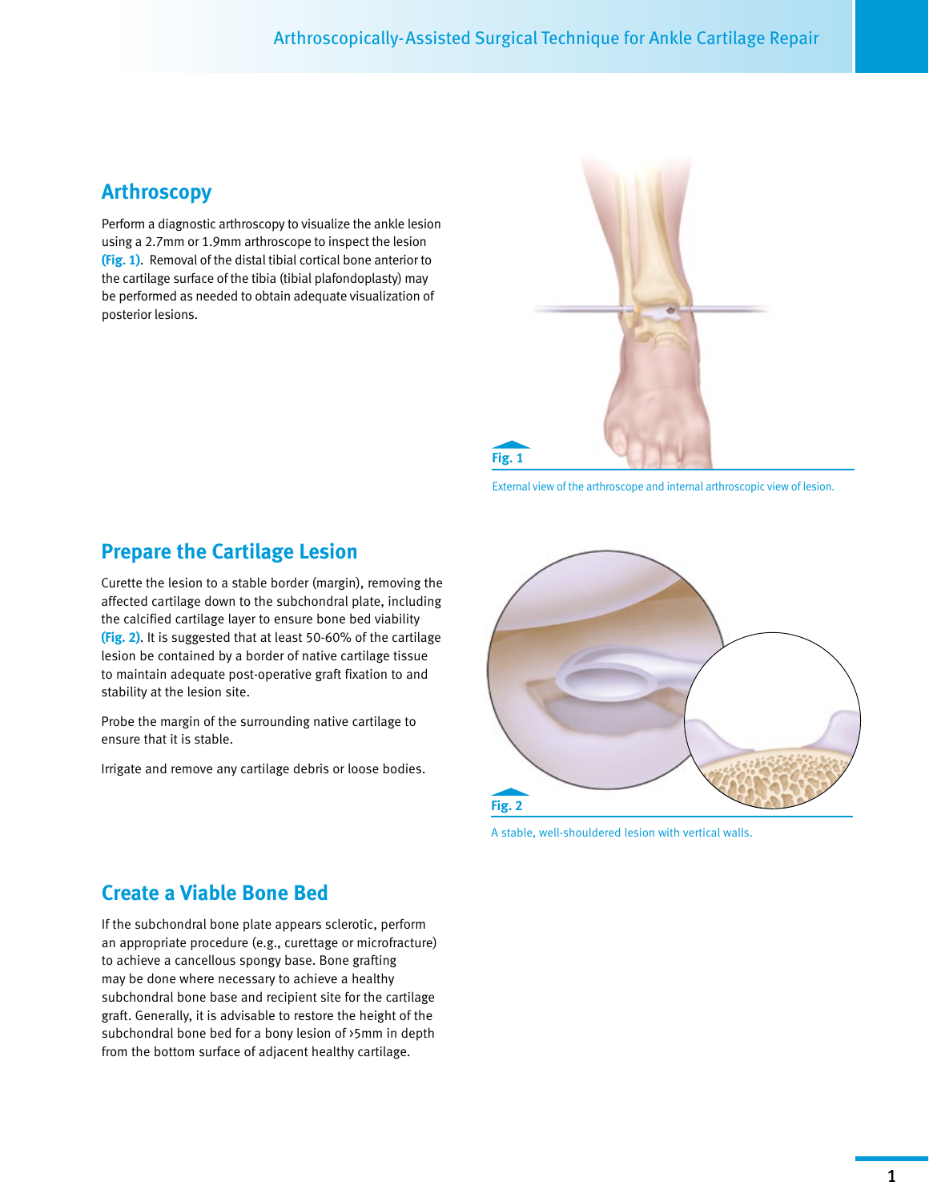## Arthroscopy

Perform a diagnostic arthroscopy to visualize the ankle lesion using a 2.7mm or 1.9mm arthroscope to inspect the lesion **(Fig. 1)**. Removal of the distal tibial cortical bone anterior to the cartilage surface of the tibia (tibial plafondoplasty) may be performed as needed to obtain adequate visualization of posterior lesions.

**Fig. 1**

External view of the arthroscope and internal arthroscopic view of lesion.

## Prepare the Cartilage Lesion

Curette the lesion to a stable border (margin), removing the affected cartilage down to the subchondral plate, including the calcified cartilage layer to ensure bone bed viability **(Fig. 2)**. It is suggested that at least 50-60% of the cartilage lesion be contained by a border of native cartilage tissue to maintain adequate post-operative graft fixation to and stability at the lesion site.

Probe the margin of the surrounding native cartilage to ensure that it is stable.

Irrigate and remove any cartilage debris or loose bodies.

**Fig. 2**

A stable, well-shouldered lesion with vertical walls.

## Create a Viable Bone Bed

If the subchondral bone plate appears sclerotic, perform an appropriate procedure (e.g., curettage or microfracture) to achieve a cancellous spongy base. Bone grafting may be done where necessary to achieve a healthy subchondral bone base and recipient site for the cartilage graft. Generally, it is advisable to restore the height of the subchondral bone bed for a bony lesion of >5mm in depth from the bottom surface of adjacent healthy cartilage.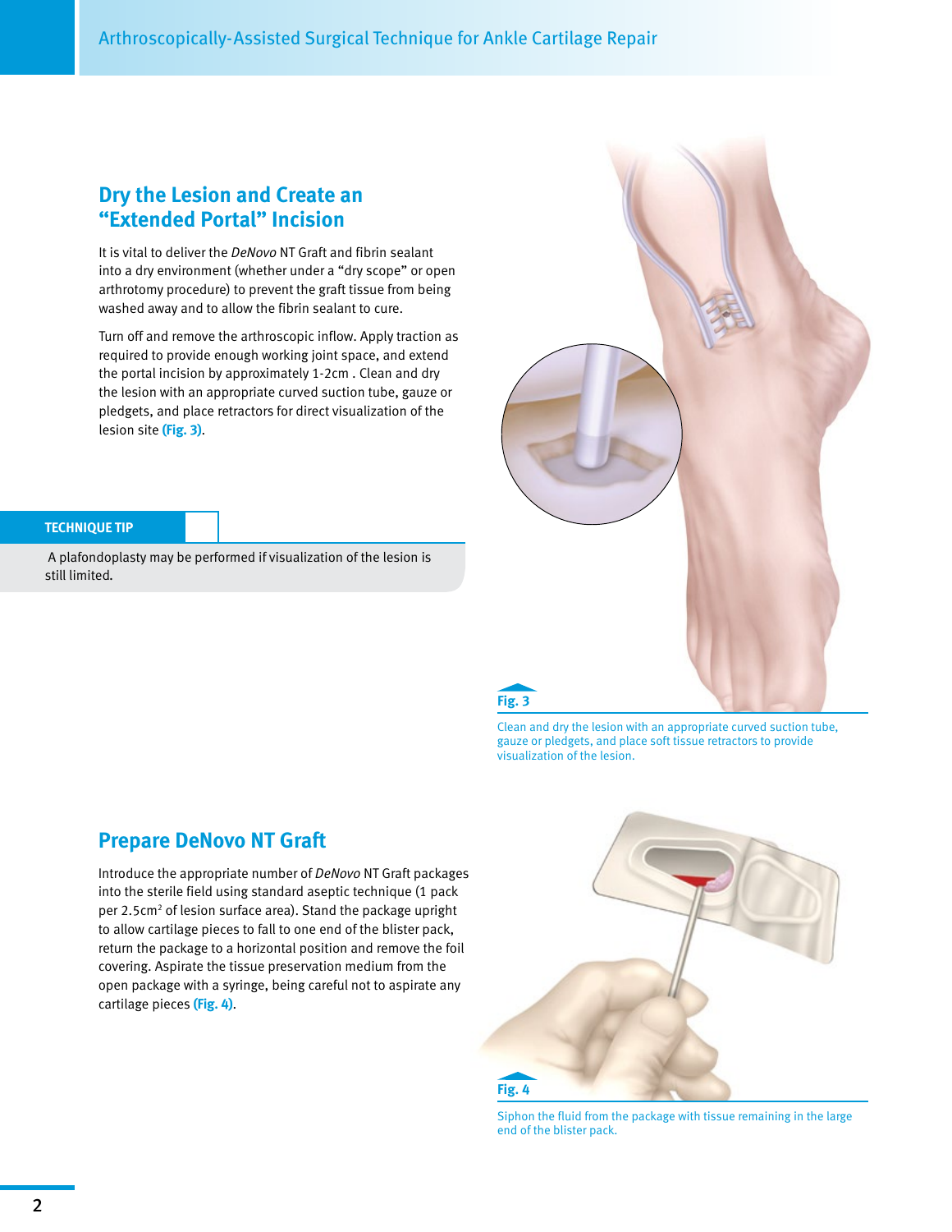## Dry the Lesion and Create an "Extended Portal" Incision

It is vital to deliver the *DeNovo* NT Graft and fibrin sealant into a dry environment (whether under a "dry scope" or open arthrotomy procedure) to prevent the graft tissue from being washed away and to allow the fibrin sealant to cure.

Turn off and remove the arthroscopic inflow. Apply traction as required to provide enough working joint space, and extend the portal incision by approximately 1-2cm . Clean and dry the lesion with an appropriate curved suction tube, gauze or pledgets, and place retractors for direct visualization of the lesion site **(Fig. 3)**.

**TECHNIQUE TIP**

A plafondoplasty may be performed if visualization of the lesion is still limited.

**Fig. 3**

Clean and dry the lesion with an appropriate curved suction tube, gauze or pledgets, and place soft tissue retractors to provide visualization of the lesion.

## Prepare DeNovo NT Graft

Introduce the appropriate number of *DeNovo* NT Graft packages into the sterile field using standard aseptic technique (1 pack per 2.5cm$^2$ of lesion surface area). Stand the package upright to allow cartilage pieces to fall to one end of the blister pack, return the package to a horizontal position and remove the foil covering. Aspirate the tissue preservation medium from the open package with a syringe, being careful not to aspirate any cartilage pieces **(Fig. 4)**.

**Fig. 4**

Siphon the fluid from the package with tissue remaining in the large end of the blister pack.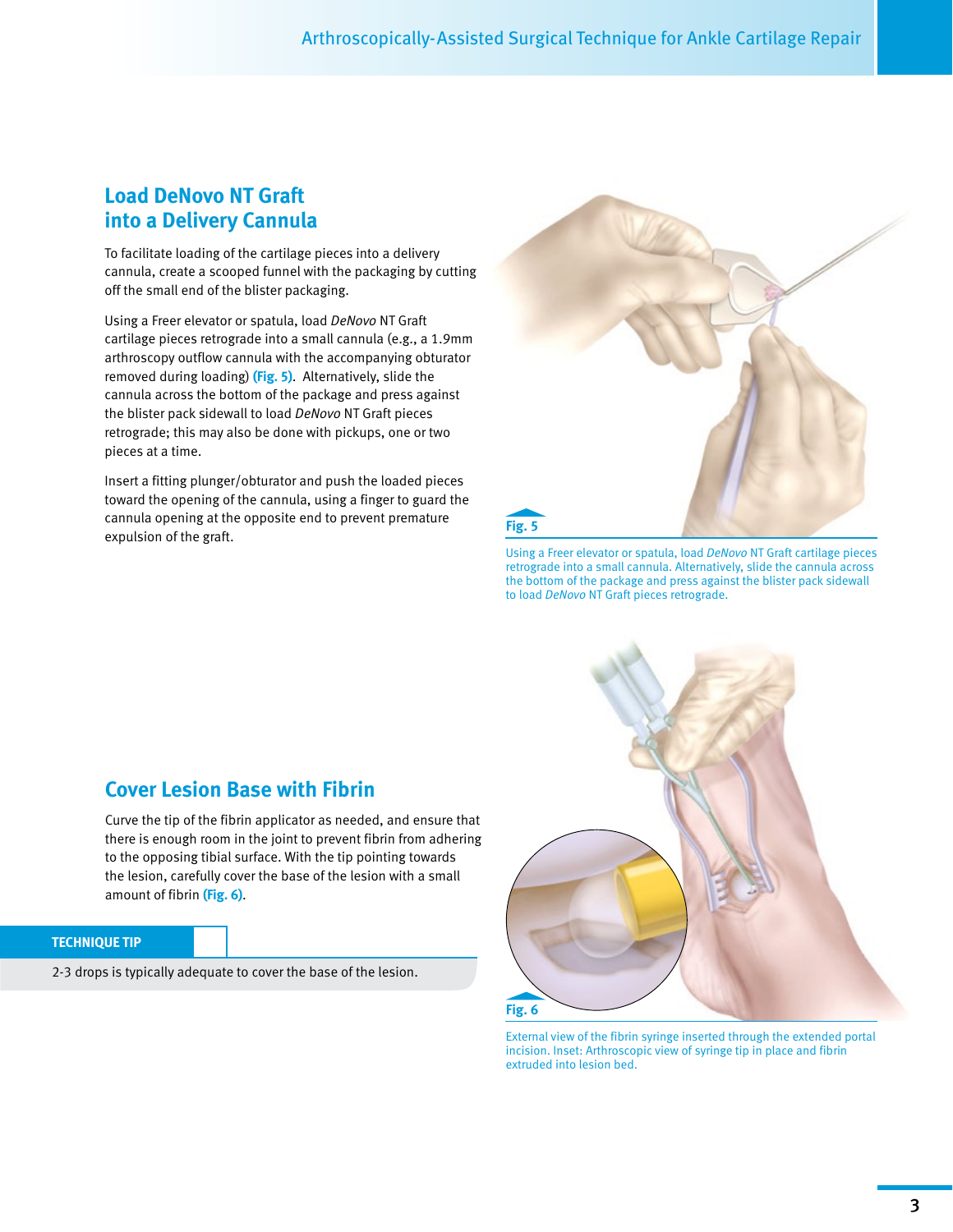## Load DeNovo NT Graft into a Delivery Cannula

To facilitate loading of the cartilage pieces into a delivery cannula, create a scooped funnel with the packaging by cutting off the small end of the blister packaging.

Using a Freer elevator or spatula, load *DeNovo* NT Graft cartilage pieces retrograde into a small cannula (e.g., a 1.9mm arthroscopy outflow cannula with the accompanying obturator removed during loading) **(Fig. 5)**. Alternatively, slide the cannula across the bottom of the package and press against the blister pack sidewall to load *DeNovo* NT Graft pieces retrograde; this may also be done with pickups, one or two pieces at a time.

Insert a fitting plunger/obturator and push the loaded pieces toward the opening of the cannula, using a finger to guard the cannula opening at the opposite end to prevent premature expulsion of the graft.

**Fig. 5**

Using a Freer elevator or spatula, load *DeNovo* NT Graft cartilage pieces retrograde into a small cannula. Alternatively, slide the cannula across the bottom of the package and press against the blister pack sidewall to load *DeNovo* NT Graft pieces retrograde.

## Cover Lesion Base with Fibrin

Curve the tip of the fibrin applicator as needed, and ensure that there is enough room in the joint to prevent fibrin from adhering to the opposing tibial surface. With the tip pointing towards the lesion, carefully cover the base of the lesion with a small amount of fibrin **(Fig. 6)**.

**TECHNIQUE TIP**

2-3 drops is typically adequate to cover the base of the lesion.

**Fig. 6**

External view of the fibrin syringe inserted through the extended portal incision. Inset: Arthroscopic view of syringe tip in place and fibrin extruded into lesion bed.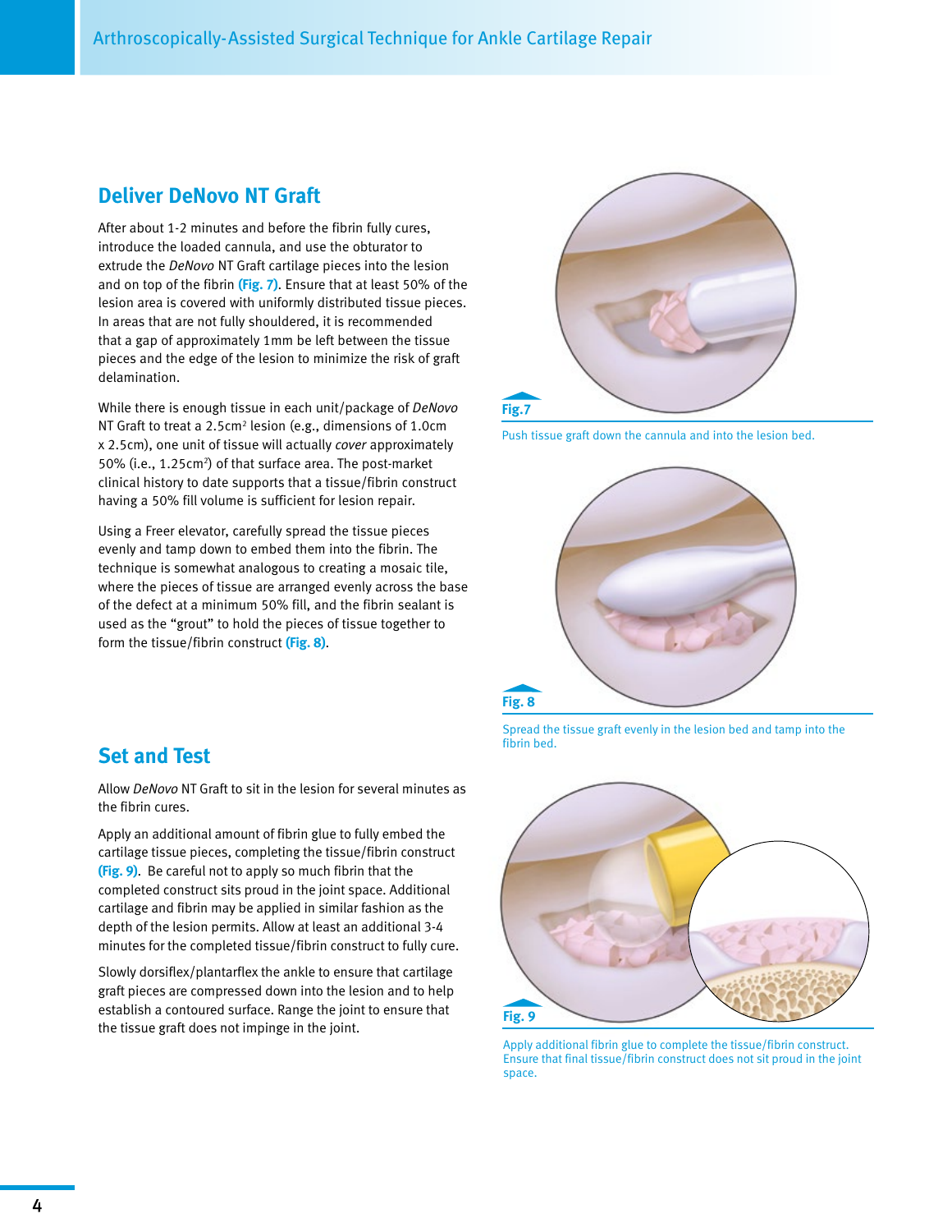## Deliver DeNovo NT Graft

After about 1-2 minutes and before the fibrin fully cures, introduce the loaded cannula, and use the obturator to extrude the *DeNovo* NT Graft cartilage pieces into the lesion and on top of the fibrin **(Fig. 7)**. Ensure that at least 50% of the lesion area is covered with uniformly distributed tissue pieces. In areas that are not fully shouldered, it is recommended that a gap of approximately 1mm be left between the tissue pieces and the edge of the lesion to minimize the risk of graft delamination.

While there is enough tissue in each unit/package of *DeNovo* NT Graft to treat a 2.5cm$^2$ lesion (e.g., dimensions of 1.0cm x 2.5cm), one unit of tissue will actually *cover* approximately 50% (i.e., 1.25cm$^2$) of that surface area. The post-market clinical history to date supports that a tissue/fibrin construct having a 50% fill volume is sufficient for lesion repair.

Using a Freer elevator, carefully spread the tissue pieces evenly and tamp down to embed them into the fibrin. The technique is somewhat analogous to creating a mosaic tile, where the pieces of tissue are arranged evenly across the base of the defect at a minimum 50% fill, and the fibrin sealant is used as the "grout" to hold the pieces of tissue together to form the tissue/fibrin construct **(Fig. 8)**.

**Fig.7**

Push tissue graft down the cannula and into the lesion bed.

**Fig. 8**

Spread the tissue graft evenly in the lesion bed and tamp into the fibrin bed.

## Set and Test

Allow *DeNovo* NT Graft to sit in the lesion for several minutes as the fibrin cures.

Apply an additional amount of fibrin glue to fully embed the cartilage tissue pieces, completing the tissue/fibrin construct **(Fig. 9)**. Be careful not to apply so much fibrin that the completed construct sits proud in the joint space. Additional cartilage and fibrin may be applied in similar fashion as the depth of the lesion permits. Allow at least an additional 3-4 minutes for the completed tissue/fibrin construct to fully cure.

Slowly dorsiflex/plantarflex the ankle to ensure that cartilage graft pieces are compressed down into the lesion and to help establish a contoured surface. Range the joint to ensure that the tissue graft does not impinge in the joint.

**Fig. 9**

Apply additional fibrin glue to complete the tissue/fibrin construct. Ensure that final tissue/fibrin construct does not sit proud in the joint space.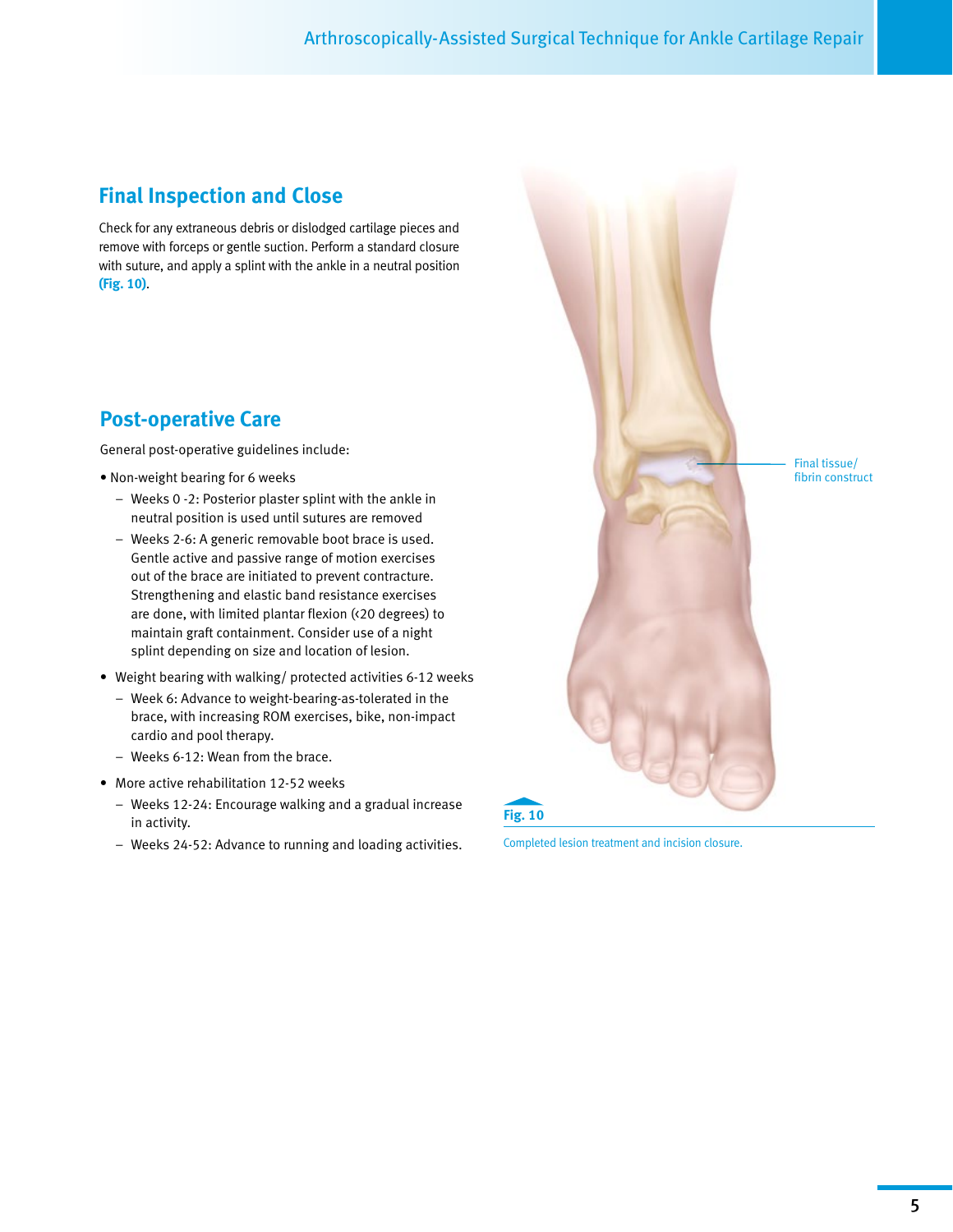## Final Inspection and Close

Check for any extraneous debris or dislodged cartilage pieces and remove with forceps or gentle suction. Perform a standard closure with suture, and apply a splint with the ankle in a neutral position **(Fig. 10)**.

## Post-operative Care

General post-operative guidelines include:

- Non-weight bearing for 6 weeks
  - Weeks 0 -2: Posterior plaster splint with the ankle in neutral position is used until sutures are removed
  - Weeks 2-6: A generic removable boot brace is used. Gentle active and passive range of motion exercises out of the brace are initiated to prevent contracture. Strengthening and elastic band resistance exercises are done, with limited plantar flexion (<20 degrees) to maintain graft containment. Consider use of a night splint depending on size and location of lesion.
- Weight bearing with walking/ protected activities 6-12 weeks
  - Week 6: Advance to weight-bearing-as-tolerated in the brace, with increasing ROM exercises, bike, non-impact cardio and pool therapy.
  - Weeks 6-12: Wean from the brace.
- More active rehabilitation 12-52 weeks
  - Weeks 12-24: Encourage walking and a gradual increase in activity.
  - Weeks 24-52: Advance to running and loading activities.

Final tissue/ fibrin construct

**Fig. 10**

Completed lesion treatment and incision closure.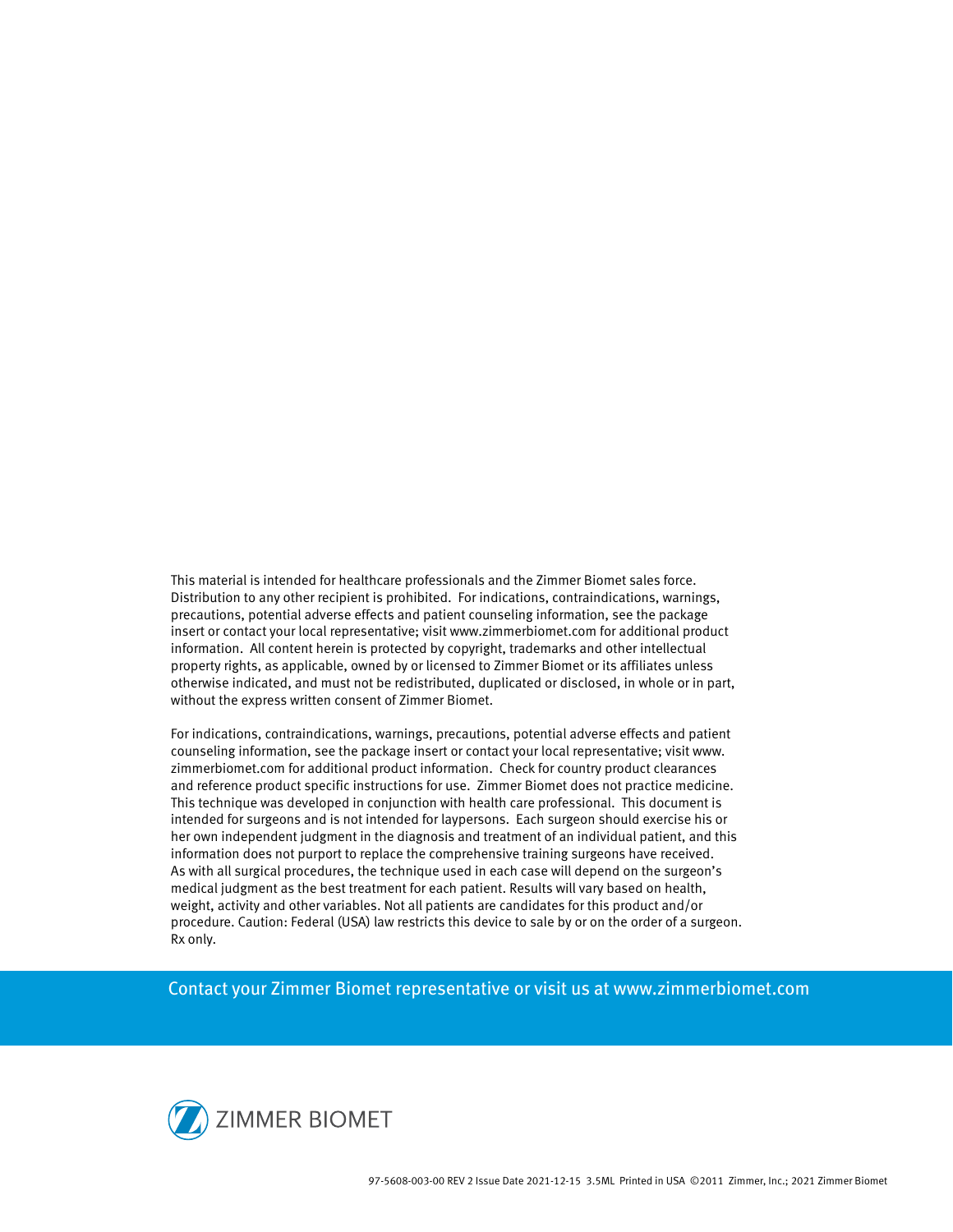This material is intended for healthcare professionals and the Zimmer Biomet sales force. Distribution to any other recipient is prohibited. For indications, contraindications, warnings, precautions, potential adverse effects and patient counseling information, see the package insert or contact your local representative; visit www.zimmerbiomet.com for additional product information. All content herein is protected by copyright, trademarks and other intellectual property rights, as applicable, owned by or licensed to Zimmer Biomet or its affiliates unless otherwise indicated, and must not be redistributed, duplicated or disclosed, in whole or in part, without the express written consent of Zimmer Biomet.

For indications, contraindications, warnings, precautions, potential adverse effects and patient counseling information, see the package insert or contact your local representative; visit www.zimmerbiomet.com for additional product information. Check for country product clearances and reference product specific instructions for use. Zimmer Biomet does not practice medicine. This technique was developed in conjunction with health care professional. This document is intended for surgeons and is not intended for laypersons. Each surgeon should exercise his or her own independent judgment in the diagnosis and treatment of an individual patient, and this information does not purport to replace the comprehensive training surgeons have received. As with all surgical procedures, the technique used in each case will depend on the surgeon's medical judgment as the best treatment for each patient. Results will vary based on health, weight, activity and other variables. Not all patients are candidates for this product and/or procedure. Caution: Federal (USA) law restricts this device to sale by or on the order of a surgeon. Rx only.

Contact your Zimmer Biomet representative or visit us at www.zimmerbiomet.com

ZIMMER BIOMET

97-5608-003-00 REV 2 Issue Date 2021-12-15 3.5ML Printed in USA ©2011 Zimmer, Inc.; 2021 Zimmer Biomet